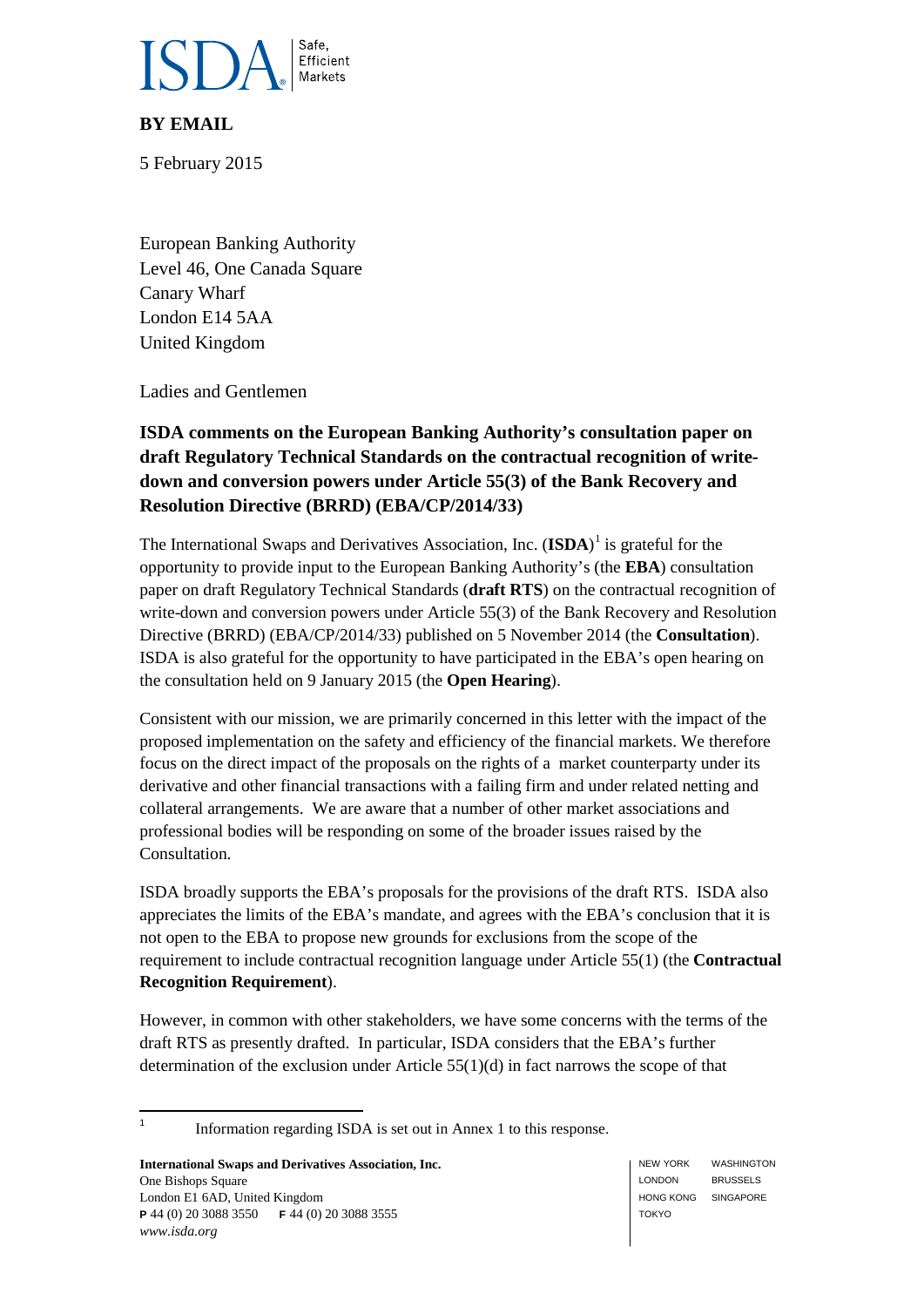ISDA Safe, Efficient Markets

**BY EMAIL**

5 February 2015

European Banking Authority
Level 46, One Canada Square
Canary Wharf
London E14 5AA
United Kingdom

Ladies and Gentlemen

**ISDA comments on the European Banking Authority's consultation paper on draft Regulatory Technical Standards on the contractual recognition of write-down and conversion powers under Article 55(3) of the Bank Recovery and Resolution Directive (BRRD) (EBA/CP/2014/33)**

The International Swaps and Derivatives Association, Inc. (**ISDA**)[1] is grateful for the opportunity to provide input to the European Banking Authority's (the **EBA**) consultation paper on draft Regulatory Technical Standards (**draft RTS**) on the contractual recognition of write-down and conversion powers under Article 55(3) of the Bank Recovery and Resolution Directive (BRRD) (EBA/CP/2014/33) published on 5 November 2014 (the **Consultation**). ISDA is also grateful for the opportunity to have participated in the EBA's open hearing on the consultation held on 9 January 2015 (the **Open Hearing**).

Consistent with our mission, we are primarily concerned in this letter with the impact of the proposed implementation on the safety and efficiency of the financial markets. We therefore focus on the direct impact of the proposals on the rights of a market counterparty under its derivative and other financial transactions with a failing firm and under related netting and collateral arrangements. We are aware that a number of other market associations and professional bodies will be responding on some of the broader issues raised by the Consultation.

ISDA broadly supports the EBA's proposals for the provisions of the draft RTS. ISDA also appreciates the limits of the EBA's mandate, and agrees with the EBA's conclusion that it is not open to the EBA to propose new grounds for exclusions from the scope of the requirement to include contractual recognition language under Article 55(1) (the **Contractual Recognition Requirement**).

However, in common with other stakeholders, we have some concerns with the terms of the draft RTS as presently drafted. In particular, ISDA considers that the EBA's further determination of the exclusion under Article 55(1)(d) in fact narrows the scope of that

[1] Information regarding ISDA is set out in Annex 1 to this response.

**International Swaps and Derivatives Association, Inc.**
One Bishops Square
London E1 6AD, United Kingdom
**P** 44 (0) 20 3088 3550 **F** 44 (0) 20 3088 3555
*www.isda.org*

NEW YORK WASHINGTON
LONDON BRUSSELS
HONG KONG SINGAPORE
TOKYO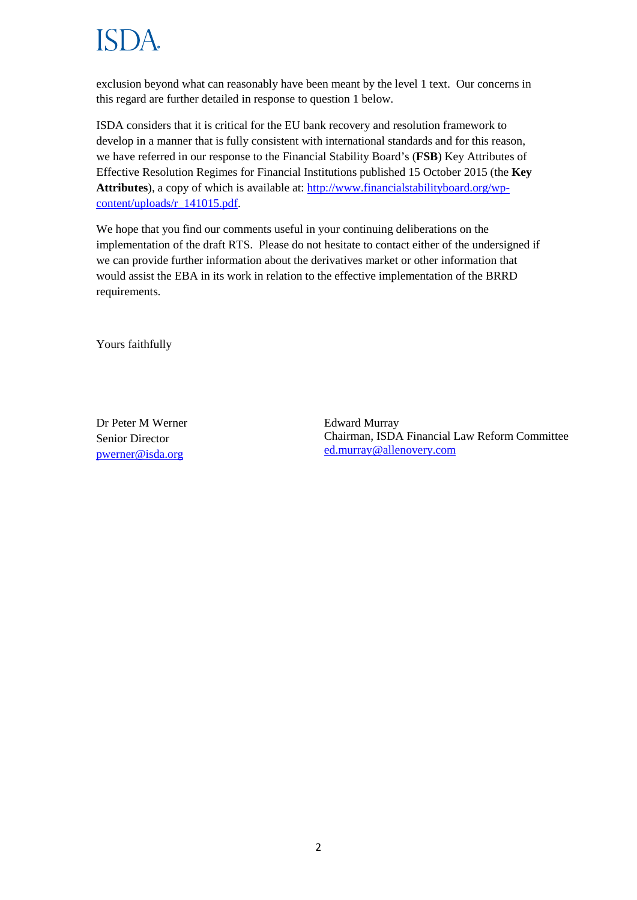exclusion beyond what can reasonably have been meant by the level 1 text. Our concerns in this regard are further detailed in response to question 1 below.

ISDA considers that it is critical for the EU bank recovery and resolution framework to develop in a manner that is fully consistent with international standards and for this reason, we have referred in our response to the Financial Stability Board's (**FSB**) Key Attributes of Effective Resolution Regimes for Financial Institutions published 15 October 2015 (the **Key Attributes**), a copy of which is available at: [http://www.financialstabilityboard.org/wp-content/uploads/r_141015.pdf](http://www.financialstabilityboard.org/wp-content/uploads/r_141015.pdf).

We hope that you find our comments useful in your continuing deliberations on the implementation of the draft RTS. Please do not hesitate to contact either of the undersigned if we can provide further information about the derivatives market or other information that would assist the EBA in its work in relation to the effective implementation of the BRRD requirements.

Yours faithfully

Dr Peter M Werner
Senior Director
[pwerner@isda.org](mailto:pwerner@isda.org)

Edward Murray
Chairman, ISDA Financial Law Reform Committee
[ed.murray@allenovery.com](mailto:ed.murray@allenovery.com)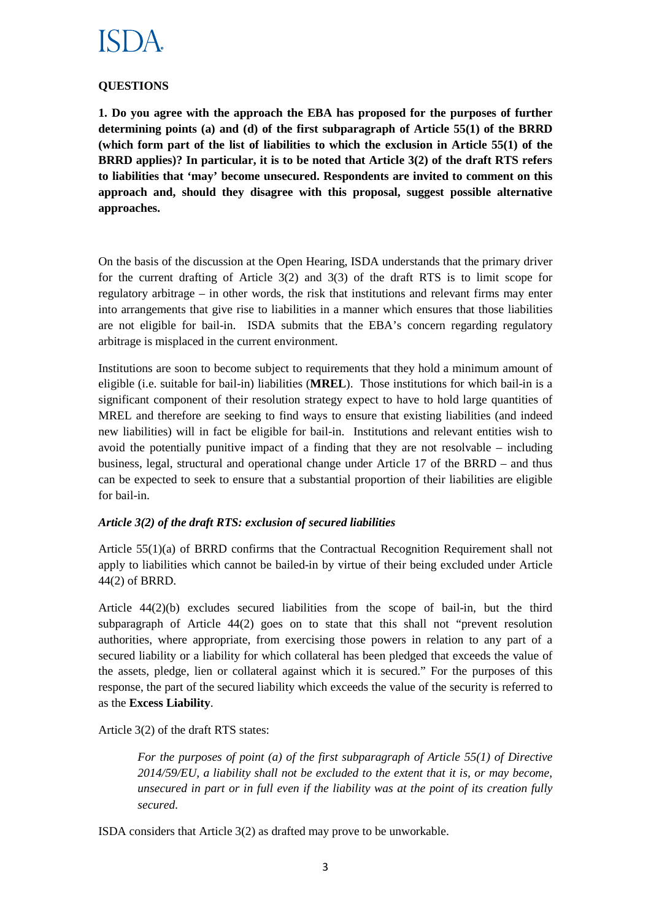### QUESTIONS

**1. Do you agree with the approach the EBA has proposed for the purposes of further determining points (a) and (d) of the first subparagraph of Article 55(1) of the BRRD (which form part of the list of liabilities to which the exclusion in Article 55(1) of the BRRD applies)? In particular, it is to be noted that Article 3(2) of the draft RTS refers to liabilities that 'may' become unsecured. Respondents are invited to comment on this approach and, should they disagree with this proposal, suggest possible alternative approaches.**

On the basis of the discussion at the Open Hearing, ISDA understands that the primary driver for the current drafting of Article 3(2) and 3(3) of the draft RTS is to limit scope for regulatory arbitrage – in other words, the risk that institutions and relevant firms may enter into arrangements that give rise to liabilities in a manner which ensures that those liabilities are not eligible for bail-in. ISDA submits that the EBA's concern regarding regulatory arbitrage is misplaced in the current environment.

Institutions are soon to become subject to requirements that they hold a minimum amount of eligible (i.e. suitable for bail-in) liabilities (**MREL**). Those institutions for which bail-in is a significant component of their resolution strategy expect to have to hold large quantities of MREL and therefore are seeking to find ways to ensure that existing liabilities (and indeed new liabilities) will in fact be eligible for bail-in. Institutions and relevant entities wish to avoid the potentially punitive impact of a finding that they are not resolvable – including business, legal, structural and operational change under Article 17 of the BRRD – and thus can be expected to seek to ensure that a substantial proportion of their liabilities are eligible for bail-in.

#### *Article 3(2) of the draft RTS: exclusion of secured liabilities*

Article 55(1)(a) of BRRD confirms that the Contractual Recognition Requirement shall not apply to liabilities which cannot be bailed-in by virtue of their being excluded under Article 44(2) of BRRD.

Article 44(2)(b) excludes secured liabilities from the scope of bail-in, but the third subparagraph of Article 44(2) goes on to state that this shall not "prevent resolution authorities, where appropriate, from exercising those powers in relation to any part of a secured liability or a liability for which collateral has been pledged that exceeds the value of the assets, pledge, lien or collateral against which it is secured." For the purposes of this response, the part of the secured liability which exceeds the value of the security is referred to as the **Excess Liability**.

Article 3(2) of the draft RTS states:

> *For the purposes of point (a) of the first subparagraph of Article 55(1) of Directive 2014/59/EU, a liability shall not be excluded to the extent that it is, or may become, unsecured in part or in full even if the liability was at the point of its creation fully secured.*

ISDA considers that Article 3(2) as drafted may prove to be unworkable.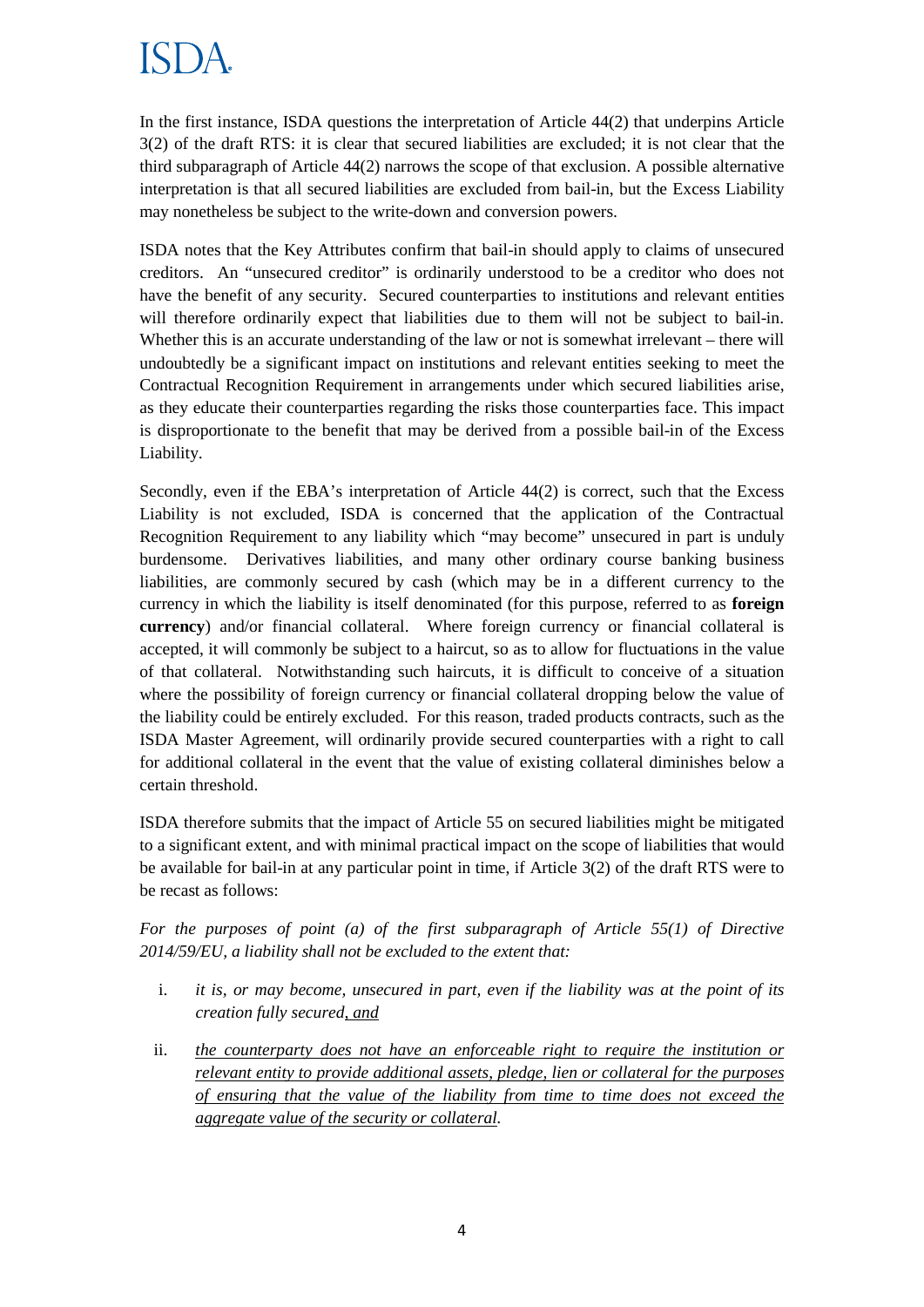In the first instance, ISDA questions the interpretation of Article 44(2) that underpins Article 3(2) of the draft RTS: it is clear that secured liabilities are excluded; it is not clear that the third subparagraph of Article 44(2) narrows the scope of that exclusion. A possible alternative interpretation is that all secured liabilities are excluded from bail-in, but the Excess Liability may nonetheless be subject to the write-down and conversion powers.

ISDA notes that the Key Attributes confirm that bail-in should apply to claims of unsecured creditors. An "unsecured creditor" is ordinarily understood to be a creditor who does not have the benefit of any security. Secured counterparties to institutions and relevant entities will therefore ordinarily expect that liabilities due to them will not be subject to bail-in. Whether this is an accurate understanding of the law or not is somewhat irrelevant – there will undoubtedly be a significant impact on institutions and relevant entities seeking to meet the Contractual Recognition Requirement in arrangements under which secured liabilities arise, as they educate their counterparties regarding the risks those counterparties face. This impact is disproportionate to the benefit that may be derived from a possible bail-in of the Excess Liability.

Secondly, even if the EBA's interpretation of Article 44(2) is correct, such that the Excess Liability is not excluded, ISDA is concerned that the application of the Contractual Recognition Requirement to any liability which "may become" unsecured in part is unduly burdensome. Derivatives liabilities, and many other ordinary course banking business liabilities, are commonly secured by cash (which may be in a different currency to the currency in which the liability is itself denominated (for this purpose, referred to as **foreign currency**) and/or financial collateral. Where foreign currency or financial collateral is accepted, it will commonly be subject to a haircut, so as to allow for fluctuations in the value of that collateral. Notwithstanding such haircuts, it is difficult to conceive of a situation where the possibility of foreign currency or financial collateral dropping below the value of the liability could be entirely excluded. For this reason, traded products contracts, such as the ISDA Master Agreement, will ordinarily provide secured counterparties with a right to call for additional collateral in the event that the value of existing collateral diminishes below a certain threshold.

ISDA therefore submits that the impact of Article 55 on secured liabilities might be mitigated to a significant extent, and with minimal practical impact on the scope of liabilities that would be available for bail-in at any particular point in time, if Article 3(2) of the draft RTS were to be recast as follows:

*For the purposes of point (a) of the first subparagraph of Article 55(1) of Directive 2014/59/EU, a liability shall not be excluded to the extent that:*

i. *it is, or may become, unsecured in part, even if the liability was at the point of its creation fully secured<u>, and</u>*

ii. *<u>the counterparty does not have an enforceable right to require the institution or relevant entity to provide additional assets, pledge, lien or collateral for the purposes of ensuring that the value of the liability from time to time does not exceed the aggregate value of the security or collateral</u>.*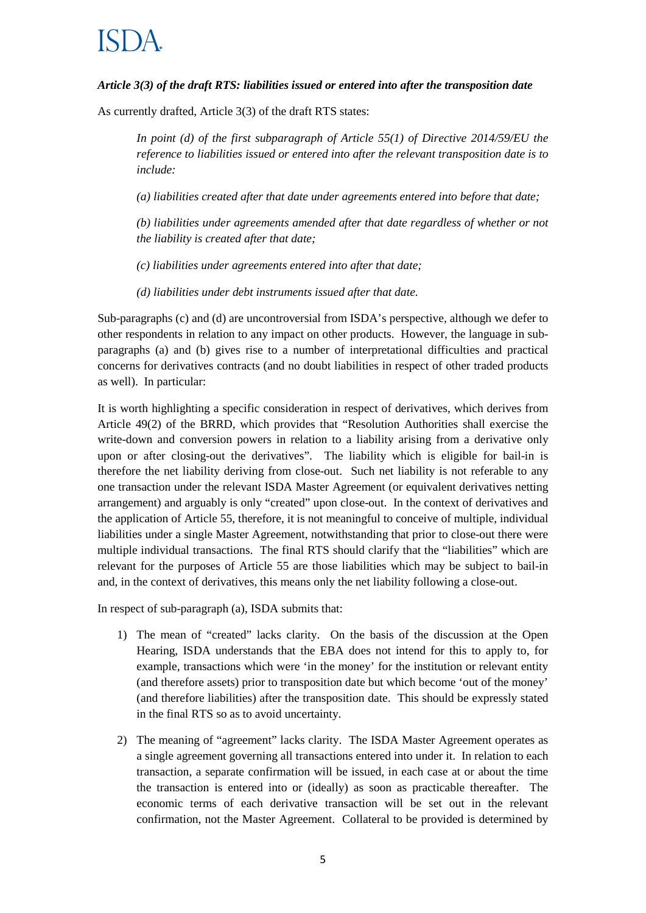### *Article 3(3) of the draft RTS: liabilities issued or entered into after the transposition date*

As currently drafted, Article 3(3) of the draft RTS states:

> *In point (d) of the first subparagraph of Article 55(1) of Directive 2014/59/EU the reference to liabilities issued or entered into after the relevant transposition date is to include:*
>
> *(a) liabilities created after that date under agreements entered into before that date;*
>
> *(b) liabilities under agreements amended after that date regardless of whether or not the liability is created after that date;*
>
> *(c) liabilities under agreements entered into after that date;*
>
> *(d) liabilities under debt instruments issued after that date.*

Sub-paragraphs (c) and (d) are uncontroversial from ISDA's perspective, although we defer to other respondents in relation to any impact on other products. However, the language in sub-paragraphs (a) and (b) gives rise to a number of interpretational difficulties and practical concerns for derivatives contracts (and no doubt liabilities in respect of other traded products as well). In particular:

It is worth highlighting a specific consideration in respect of derivatives, which derives from Article 49(2) of the BRRD, which provides that "Resolution Authorities shall exercise the write-down and conversion powers in relation to a liability arising from a derivative only upon or after closing-out the derivatives". The liability which is eligible for bail-in is therefore the net liability deriving from close-out. Such net liability is not referable to any one transaction under the relevant ISDA Master Agreement (or equivalent derivatives netting arrangement) and arguably is only "created" upon close-out. In the context of derivatives and the application of Article 55, therefore, it is not meaningful to conceive of multiple, individual liabilities under a single Master Agreement, notwithstanding that prior to close-out there were multiple individual transactions. The final RTS should clarify that the "liabilities" which are relevant for the purposes of Article 55 are those liabilities which may be subject to bail-in and, in the context of derivatives, this means only the net liability following a close-out.

In respect of sub-paragraph (a), ISDA submits that:

1) The mean of "created" lacks clarity. On the basis of the discussion at the Open Hearing, ISDA understands that the EBA does not intend for this to apply to, for example, transactions which were 'in the money' for the institution or relevant entity (and therefore assets) prior to transposition date but which become 'out of the money' (and therefore liabilities) after the transposition date. This should be expressly stated in the final RTS so as to avoid uncertainty.

2) The meaning of "agreement" lacks clarity. The ISDA Master Agreement operates as a single agreement governing all transactions entered into under it. In relation to each transaction, a separate confirmation will be issued, in each case at or about the time the transaction is entered into or (ideally) as soon as practicable thereafter. The economic terms of each derivative transaction will be set out in the relevant confirmation, not the Master Agreement. Collateral to be provided is determined by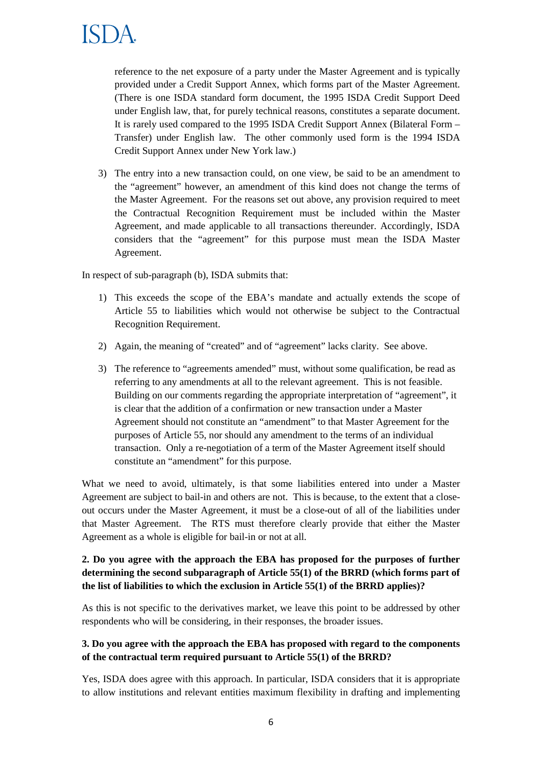reference to the net exposure of a party under the Master Agreement and is typically provided under a Credit Support Annex, which forms part of the Master Agreement. (There is one ISDA standard form document, the 1995 ISDA Credit Support Deed under English law, that, for purely technical reasons, constitutes a separate document. It is rarely used compared to the 1995 ISDA Credit Support Annex (Bilateral Form – Transfer) under English law. The other commonly used form is the 1994 ISDA Credit Support Annex under New York law.)

3) The entry into a new transaction could, on one view, be said to be an amendment to the "agreement" however, an amendment of this kind does not change the terms of the Master Agreement. For the reasons set out above, any provision required to meet the Contractual Recognition Requirement must be included within the Master Agreement, and made applicable to all transactions thereunder. Accordingly, ISDA considers that the "agreement" for this purpose must mean the ISDA Master Agreement.

In respect of sub-paragraph (b), ISDA submits that:

1) This exceeds the scope of the EBA's mandate and actually extends the scope of Article 55 to liabilities which would not otherwise be subject to the Contractual Recognition Requirement.

2) Again, the meaning of "created" and of "agreement" lacks clarity. See above.

3) The reference to "agreements amended" must, without some qualification, be read as referring to any amendments at all to the relevant agreement. This is not feasible. Building on our comments regarding the appropriate interpretation of "agreement", it is clear that the addition of a confirmation or new transaction under a Master Agreement should not constitute an "amendment" to that Master Agreement for the purposes of Article 55, nor should any amendment to the terms of an individual transaction. Only a re-negotiation of a term of the Master Agreement itself should constitute an "amendment" for this purpose.

What we need to avoid, ultimately, is that some liabilities entered into under a Master Agreement are subject to bail-in and others are not. This is because, to the extent that a close-out occurs under the Master Agreement, it must be a close-out of all of the liabilities under that Master Agreement. The RTS must therefore clearly provide that either the Master Agreement as a whole is eligible for bail-in or not at all.

**2. Do you agree with the approach the EBA has proposed for the purposes of further determining the second subparagraph of Article 55(1) of the BRRD (which forms part of the list of liabilities to which the exclusion in Article 55(1) of the BRRD applies)?**

As this is not specific to the derivatives market, we leave this point to be addressed by other respondents who will be considering, in their responses, the broader issues.

**3. Do you agree with the approach the EBA has proposed with regard to the components of the contractual term required pursuant to Article 55(1) of the BRRD?**

Yes, ISDA does agree with this approach. In particular, ISDA considers that it is appropriate to allow institutions and relevant entities maximum flexibility in drafting and implementing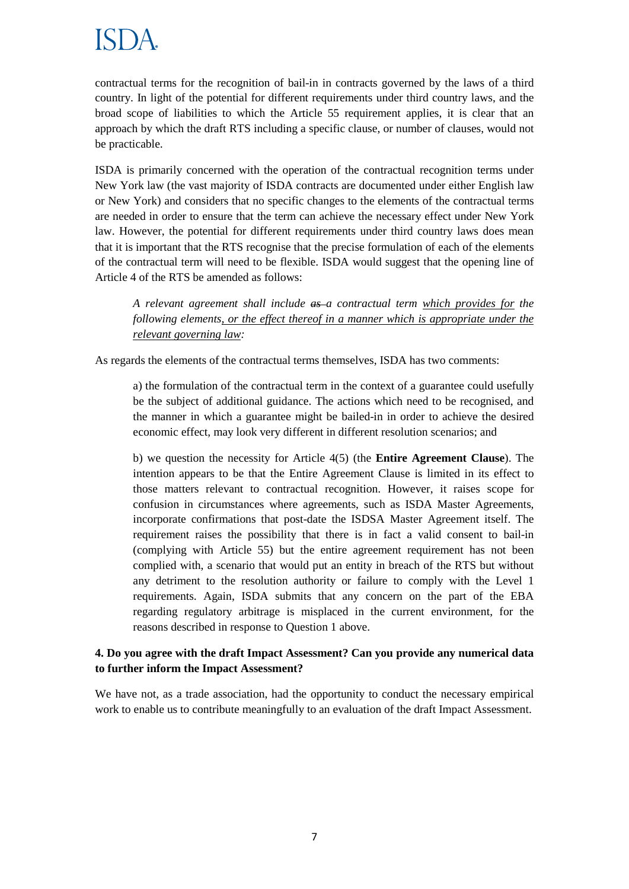contractual terms for the recognition of bail-in in contracts governed by the laws of a third country. In light of the potential for different requirements under third country laws, and the broad scope of liabilities to which the Article 55 requirement applies, it is clear that an approach by which the draft RTS including a specific clause, or number of clauses, would not be practicable.

ISDA is primarily concerned with the operation of the contractual recognition terms under New York law (the vast majority of ISDA contracts are documented under either English law or New York) and considers that no specific changes to the elements of the contractual terms are needed in order to ensure that the term can achieve the necessary effect under New York law. However, the potential for different requirements under third country laws does mean that it is important that the RTS recognise that the precise formulation of each of the elements of the contractual term will need to be flexible. ISDA would suggest that the opening line of Article 4 of the RTS be amended as follows:

> *A relevant agreement shall include ~~as~~ a contractual term <u>which provides for</u> the following elements<u>, or the effect thereof in a manner which is appropriate under the relevant governing law</u>:*

As regards the elements of the contractual terms themselves, ISDA has two comments:

> a) the formulation of the contractual term in the context of a guarantee could usefully be the subject of additional guidance. The actions which need to be recognised, and the manner in which a guarantee might be bailed-in in order to achieve the desired economic effect, may look very different in different resolution scenarios; and
>
> b) we question the necessity for Article 4(5) (the **Entire Agreement Clause**). The intention appears to be that the Entire Agreement Clause is limited in its effect to those matters relevant to contractual recognition. However, it raises scope for confusion in circumstances where agreements, such as ISDA Master Agreements, incorporate confirmations that post-date the ISDSA Master Agreement itself. The requirement raises the possibility that there is in fact a valid consent to bail-in (complying with Article 55) but the entire agreement requirement has not been complied with, a scenario that would put an entity in breach of the RTS but without any detriment to the resolution authority or failure to comply with the Level 1 requirements. Again, ISDA submits that any concern on the part of the EBA regarding regulatory arbitrage is misplaced in the current environment, for the reasons described in response to Question 1 above.

**4. Do you agree with the draft Impact Assessment? Can you provide any numerical data to further inform the Impact Assessment?**

We have not, as a trade association, had the opportunity to conduct the necessary empirical work to enable us to contribute meaningfully to an evaluation of the draft Impact Assessment.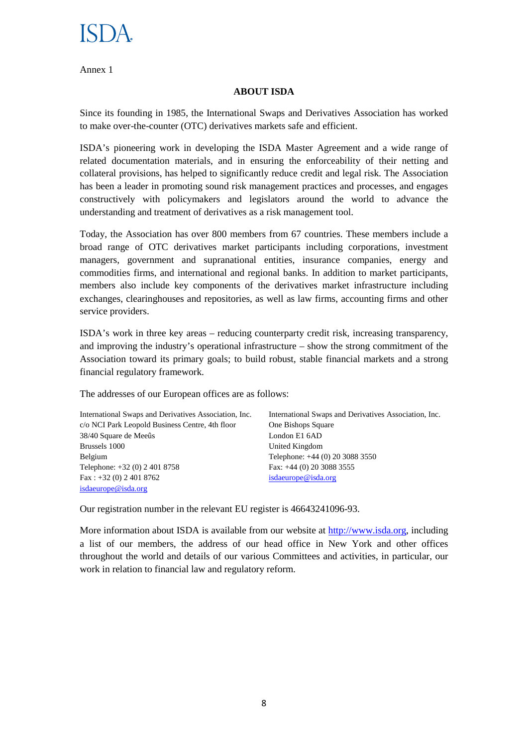Annex 1

**ABOUT ISDA**

Since its founding in 1985, the International Swaps and Derivatives Association has worked to make over-the-counter (OTC) derivatives markets safe and efficient.

ISDA's pioneering work in developing the ISDA Master Agreement and a wide range of related documentation materials, and in ensuring the enforceability of their netting and collateral provisions, has helped to significantly reduce credit and legal risk. The Association has been a leader in promoting sound risk management practices and processes, and engages constructively with policymakers and legislators around the world to advance the understanding and treatment of derivatives as a risk management tool.

Today, the Association has over 800 members from 67 countries. These members include a broad range of OTC derivatives market participants including corporations, investment managers, government and supranational entities, insurance companies, energy and commodities firms, and international and regional banks. In addition to market participants, members also include key components of the derivatives market infrastructure including exchanges, clearinghouses and repositories, as well as law firms, accounting firms and other service providers.

ISDA's work in three key areas – reducing counterparty credit risk, increasing transparency, and improving the industry's operational infrastructure – show the strong commitment of the Association toward its primary goals; to build robust, stable financial markets and a strong financial regulatory framework.

The addresses of our European offices are as follows:

International Swaps and Derivatives Association, Inc.
c/o NCI Park Leopold Business Centre, 4th floor
38/40 Square de Meeûs
Brussels 1000
Belgium
Telephone: +32 (0) 2 401 8758
Fax : +32 (0) 2 401 8762
isdaeurope@isda.org

International Swaps and Derivatives Association, Inc.
One Bishops Square
London E1 6AD
United Kingdom
Telephone: +44 (0) 20 3088 3550
Fax: +44 (0) 20 3088 3555
isdaeurope@isda.org

Our registration number in the relevant EU register is 46643241096-93.

More information about ISDA is available from our website at http://www.isda.org, including a list of our members, the address of our head office in New York and other offices throughout the world and details of our various Committees and activities, in particular, our work in relation to financial law and regulatory reform.